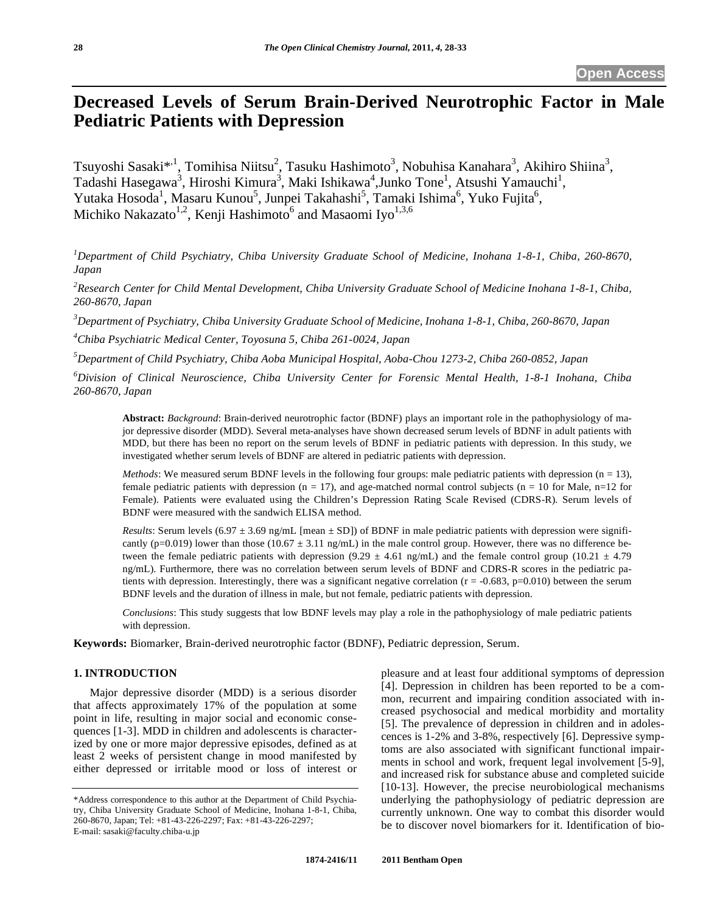Open Access

# Decreased Levels of Serum Brain-Derived Neurotrophic Factor in Male Pediatric Patients with Depression

Tsuyoshi Sasaki*[,1], Tomihisa Niitsu[2], Tasuku Hashimoto[3], Nobuhisa Kanahara[3], Akihiro Shiina[3], Tadashi Hasegawa[3], Hiroshi Kimura[3], Maki Ishikawa[4], Junko Tone[1], Atsushi Yamauchi[1], Yutaka Hosoda[1], Masaru Kunou[5], Junpei Takahashi[5], Tamaki Ishima[6], Yuko Fujita[6], Michiko Nakazato[1,2], Kenji Hashimoto[6] and Masaomi Iyo[1,3,6]

[1]*Department of Child Psychiatry, Chiba University Graduate School of Medicine, Inohana 1-8-1, Chiba, 260-8670, Japan*

[2]*Research Center for Child Mental Development, Chiba University Graduate School of Medicine Inohana 1-8-1, Chiba, 260-8670, Japan*

[3]*Department of Psychiatry, Chiba University Graduate School of Medicine, Inohana 1-8-1, Chiba, 260-8670, Japan*

[4]*Chiba Psychiatric Medical Center, Toyosuna 5, Chiba 261-0024, Japan*

[5]*Department of Child Psychiatry, Chiba Aoba Municipal Hospital, Aoba-Chou 1273-2, Chiba 260-0852, Japan*

[6]*Division of Clinical Neuroscience, Chiba University Center for Forensic Mental Health, 1-8-1 Inohana, Chiba 260-8670, Japan*

**Abstract:** *Background*: Brain-derived neurotrophic factor (BDNF) plays an important role in the pathophysiology of major depressive disorder (MDD). Several meta-analyses have shown decreased serum levels of BDNF in adult patients with MDD, but there has been no report on the serum levels of BDNF in pediatric patients with depression. In this study, we investigated whether serum levels of BDNF are altered in pediatric patients with depression.

*Methods*: We measured serum BDNF levels in the following four groups: male pediatric patients with depression ($n = 13$), female pediatric patients with depression ($n = 17$), and age-matched normal control subjects ($n = 10$ for Male, $n=12$ for Female). Patients were evaluated using the Children's Depression Rating Scale Revised (CDRS-R). Serum levels of BDNF were measured with the sandwich ELISA method.

*Results*: Serum levels ($6.97 \pm 3.69$ ng/mL [mean ± SD]) of BDNF in male pediatric patients with depression were significantly ($p=0.019$) lower than those ($10.67 \pm 3.11$ ng/mL) in the male control group. However, there was no difference between the female pediatric patients with depression ($9.29 \pm 4.61$ ng/mL) and the female control group ($10.21 \pm 4.79$ ng/mL). Furthermore, there was no correlation between serum levels of BDNF and CDRS-R scores in the pediatric patients with depression. Interestingly, there was a significant negative correlation ($r = -0.683$, $p=0.010$) between the serum BDNF levels and the duration of illness in male, but not female, pediatric patients with depression.

*Conclusions*: This study suggests that low BDNF levels may play a role in the pathophysiology of male pediatric patients with depression.

**Keywords:** Biomarker, Brain-derived neurotrophic factor (BDNF), Pediatric depression, Serum.

## 1. INTRODUCTION

Major depressive disorder (MDD) is a serious disorder that affects approximately 17% of the population at some point in life, resulting in major social and economic consequences [1-3]. MDD in children and adolescents is characterized by one or more major depressive episodes, defined as at least 2 weeks of persistent change in mood manifested by either depressed or irritable mood or loss of interest or pleasure and at least four additional symptoms of depression [4]. Depression in children has been reported to be a common, recurrent and impairing condition associated with increased psychosocial and medical morbidity and mortality [5]. The prevalence of depression in children and in adolescences is 1-2% and 3-8%, respectively [6]. Depressive symptoms are also associated with significant functional impairments in school and work, frequent legal involvement [5-9], and increased risk for substance abuse and completed suicide [10-13]. However, the precise neurobiological mechanisms underlying the pathophysiology of pediatric depression are currently unknown. One way to combat this disorder would be to discover novel biomarkers for it. Identification of bio-

*Address correspondence to this author at the Department of Child Psychiatry, Chiba University Graduate School of Medicine, Inohana 1-8-1, Chiba, 260-8670, Japan; Tel: +81-43-226-2297; Fax: +81-43-226-2297; E-mail: sasaki@faculty.chiba-u.jp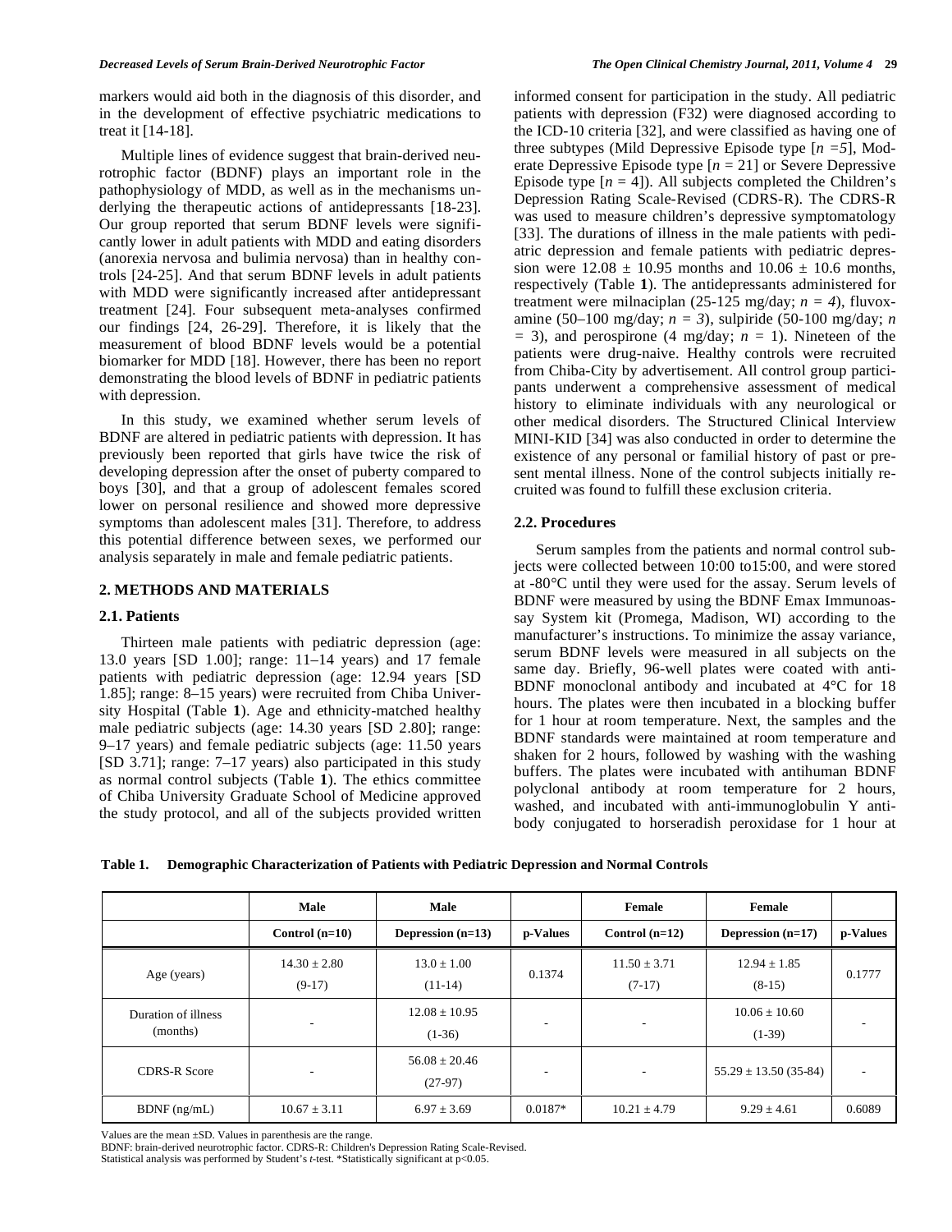markers would aid both in the diagnosis of this disorder, and in the development of effective psychiatric medications to treat it [14-18].

Multiple lines of evidence suggest that brain-derived neurotrophic factor (BDNF) plays an important role in the pathophysiology of MDD, as well as in the mechanisms underlying the therapeutic actions of antidepressants [18-23]. Our group reported that serum BDNF levels were significantly lower in adult patients with MDD and eating disorders (anorexia nervosa and bulimia nervosa) than in healthy controls [24-25]. And that serum BDNF levels in adult patients with MDD were significantly increased after antidepressant treatment [24]. Four subsequent meta-analyses confirmed our findings [24, 26-29]. Therefore, it is likely that the measurement of blood BDNF levels would be a potential biomarker for MDD [18]. However, there has been no report demonstrating the blood levels of BDNF in pediatric patients with depression.

In this study, we examined whether serum levels of BDNF are altered in pediatric patients with depression. It has previously been reported that girls have twice the risk of developing depression after the onset of puberty compared to boys [30], and that a group of adolescent females scored lower on personal resilience and showed more depressive symptoms than adolescent males [31]. Therefore, to address this potential difference between sexes, we performed our analysis separately in male and female pediatric patients.

## 2. METHODS AND MATERIALS

### 2.1. Patients

Thirteen male patients with pediatric depression (age: 13.0 years [SD 1.00]; range: 11–14 years) and 17 female patients with pediatric depression (age: 12.94 years [SD 1.85]; range: 8–15 years) were recruited from Chiba University Hospital (Table **1**). Age and ethnicity-matched healthy male pediatric subjects (age: 14.30 years [SD 2.80]; range: 9–17 years) and female pediatric subjects (age: 11.50 years [SD 3.71]; range: 7–17 years) also participated in this study as normal control subjects (Table **1**). The ethics committee of Chiba University Graduate School of Medicine approved the study protocol, and all of the subjects provided written informed consent for participation in the study. All pediatric patients with depression (F32) were diagnosed according to the ICD-10 criteria [32], and were classified as having one of three subtypes (Mild Depressive Episode type [$n = 5$], Moderate Depressive Episode type [$n = 21$] or Severe Depressive Episode type [$n = 4$]). All subjects completed the Children's Depression Rating Scale-Revised (CDRS-R). The CDRS-R was used to measure children's depressive symptomatology [33]. The durations of illness in the male patients with pediatric depression and female patients with pediatric depression were $12.08 \pm 10.95$ months and $10.06 \pm 10.6$ months, respectively (Table **1**). The antidepressants administered for treatment were milnaciplan (25-125 mg/day; $n = 4$), fluvoxamine (50–100 mg/day; $n = 3$), sulpiride (50-100 mg/day; $n = 3$), and perospirone (4 mg/day; $n = 1$). Nineteen of the patients were drug-naive. Healthy controls were recruited from Chiba-City by advertisement. All control group participants underwent a comprehensive assessment of medical history to eliminate individuals with any neurological or other medical disorders. The Structured Clinical Interview MINI-KID [34] was also conducted in order to determine the existence of any personal or familial history of past or present mental illness. None of the control subjects initially recruited was found to fulfill these exclusion criteria.

### 2.2. Procedures

Serum samples from the patients and normal control subjects were collected between 10:00 to15:00, and were stored at -80°C until they were used for the assay. Serum levels of BDNF were measured by using the BDNF Emax Immunoassay System kit (Promega, Madison, WI) according to the manufacturer's instructions. To minimize the assay variance, serum BDNF levels were measured in all subjects on the same day. Briefly, 96-well plates were coated with anti-BDNF monoclonal antibody and incubated at 4°C for 18 hours. The plates were then incubated in a blocking buffer for 1 hour at room temperature. Next, the samples and the BDNF standards were maintained at room temperature and shaken for 2 hours, followed by washing with the washing buffers. The plates were incubated with antihuman BDNF polyclonal antibody at room temperature for 2 hours, washed, and incubated with anti-immunoglobulin Y antibody conjugated to horseradish peroxidase for 1 hour at

**Table 1. Demographic Characterization of Patients with Pediatric Depression and Normal Controls**

| | Male Control (n=10) | Male Depression (n=13) | p-Values | Female Control (n=12) | Female Depression (n=17) | p-Values |
|---|---|---|---|---|---|---|
| Age (years) | 14.30 ± 2.80 (9-17) | 13.0 ± 1.00 (11-14) | 0.1374 | 11.50 ± 3.71 (7-17) | 12.94 ± 1.85 (8-15) | 0.1777 |
| Duration of illness (months) | - | 12.08 ± 10.95 (1-36) | - | - | 10.06 ± 10.60 (1-39) | - |
| CDRS-R Score | - | 56.08 ± 20.46 (27-97) | - | - | 55.29 ± 13.50 (35-84) | - |
| BDNF (ng/mL) | 10.67 ± 3.11 | 6.97 ± 3.69 | 0.0187* | 10.21 ± 4.79 | 9.29 ± 4.61 | 0.6089 |

Values are the mean ±SD. Values in parenthesis are the range.
BDNF: brain-derived neurotrophic factor. CDRS-R: Children's Depression Rating Scale-Revised.
Statistical analysis was performed by Student's *t*-test. *Statistically significant at $p<0.05$.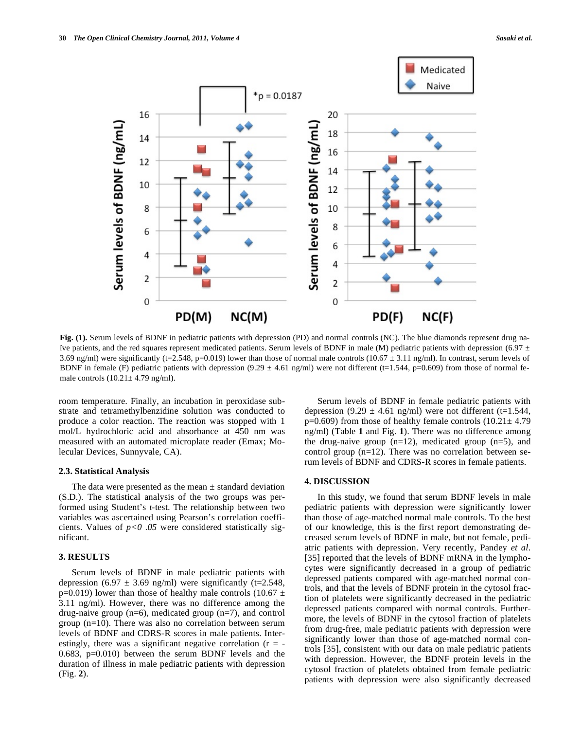Fig. (1). Serum levels of BDNF in pediatric patients with depression (PD) and normal controls (NC). The blue diamonds represent drug naïve patients, and the red squares represent medicated patients. Serum levels of BDNF in male (M) pediatric patients with depression (6.97 ± 3.69 ng/ml) were significantly (t=2.548, p=0.019) lower than those of normal male controls (10.67 ± 3.11 ng/ml). In contrast, serum levels of BDNF in female (F) pediatric patients with depression (9.29 ± 4.61 ng/ml) were not different (t=1.544, p=0.609) from those of normal female controls (10.21± 4.79 ng/ml).

room temperature. Finally, an incubation in peroxidase substrate and tetramethylbenzidine solution was conducted to produce a color reaction. The reaction was stopped with 1 mol/L hydrochloric acid and absorbance at 450 nm was measured with an automated microplate reader (Emax; Molecular Devices, Sunnyvale, CA).

### 2.3. Statistical Analysis

The data were presented as the mean ± standard deviation (S.D.). The statistical analysis of the two groups was performed using Student's *t*-test. The relationship between two variables was ascertained using Pearson's correlation coefficients. Values of $p<0.05$ were considered statistically significant.

## 3. RESULTS

Serum levels of BDNF in male pediatric patients with depression (6.97 ± 3.69 ng/ml) were significantly (t=2.548, p=0.019) lower than those of healthy male controls (10.67 ± 3.11 ng/ml). However, there was no difference among the drug-naive group (n=6), medicated group (n=7), and control group (n=10). There was also no correlation between serum levels of BDNF and CDRS-R scores in male patients. Interestingly, there was a significant negative correlation (r = -0.683, p=0.010) between the serum BDNF levels and the duration of illness in male pediatric patients with depression (Fig. **2**).

Serum levels of BDNF in female pediatric patients with depression (9.29 ± 4.61 ng/ml) were not different (t=1.544, p=0.609) from those of healthy female controls (10.21± 4.79 ng/ml) (Table **1** and Fig. **1**). There was no difference among the drug-naive group (n=12), medicated group (n=5), and control group (n=12). There was no correlation between serum levels of BDNF and CDRS-R scores in female patients.

## 4. DISCUSSION

In this study, we found that serum BDNF levels in male pediatric patients with depression were significantly lower than those of age-matched normal male controls. To the best of our knowledge, this is the first report demonstrating decreased serum levels of BDNF in male, but not female, pediatric patients with depression. Very recently, Pandey *et al*. [35] reported that the levels of BDNF mRNA in the lymphocytes were significantly decreased in a group of pediatric depressed patients compared with age-matched normal controls, and that the levels of BDNF protein in the cytosol fraction of platelets were significantly decreased in the pediatric depressed patients compared with normal controls. Furthermore, the levels of BDNF in the cytosol fraction of platelets from drug-free, male pediatric patients with depression were significantly lower than those of age-matched normal controls [35], consistent with our data on male pediatric patients with depression. However, the BDNF protein levels in the cytosol fraction of platelets obtained from female pediatric patients with depression were also significantly decreased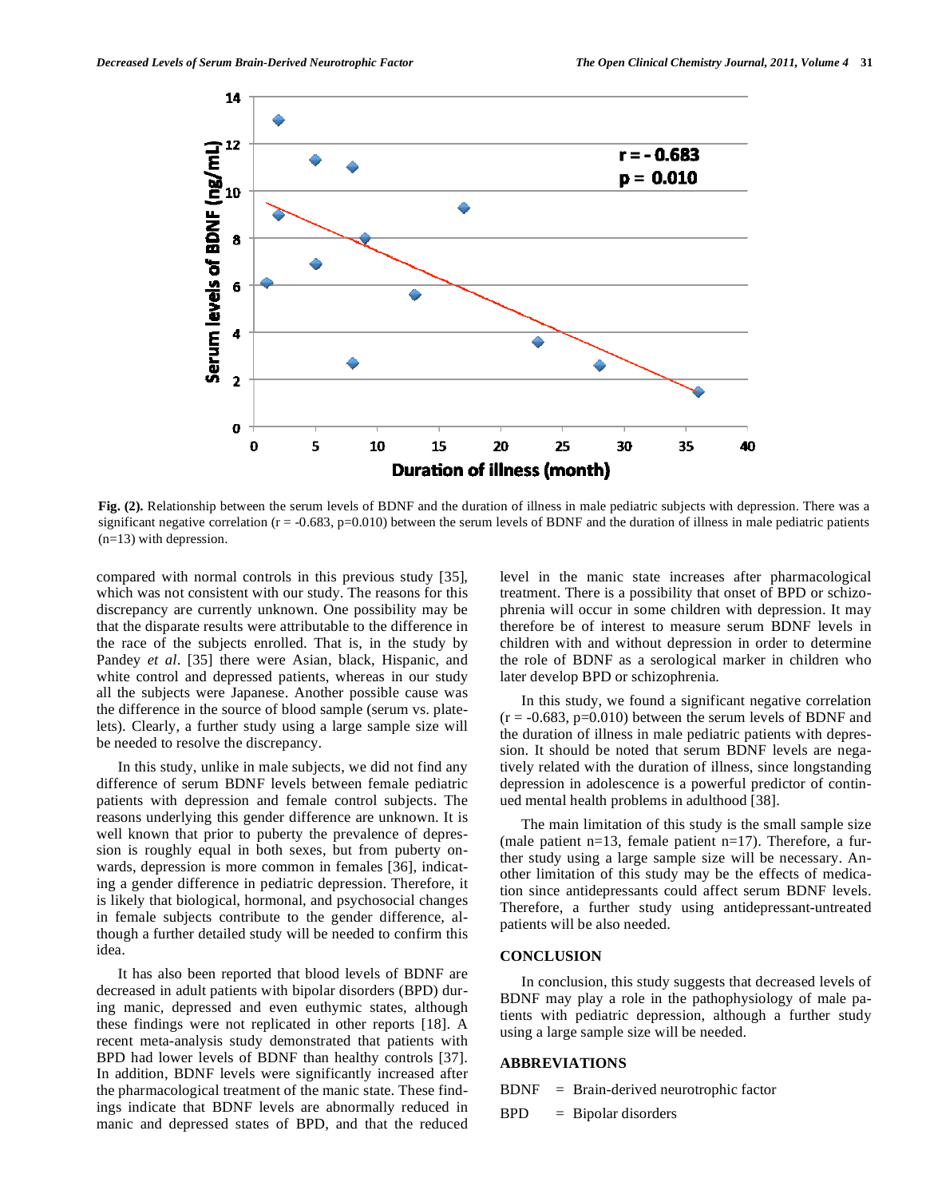**Fig. (2).** Relationship between the serum levels of BDNF and the duration of illness in male pediatric subjects with depression. There was a significant negative correlation ($r = -0.683$, $p=0.010$) between the serum levels of BDNF and the duration of illness in male pediatric patients (n=13) with depression.

compared with normal controls in this previous study [35], which was not consistent with our study. The reasons for this discrepancy are currently unknown. One possibility may be that the disparate results were attributable to the difference in the race of the subjects enrolled. That is, in the study by Pandey *et al*. [35] there were Asian, black, Hispanic, and white control and depressed patients, whereas in our study all the subjects were Japanese. Another possible cause was the difference in the source of blood sample (serum vs. platelets). Clearly, a further study using a large sample size will be needed to resolve the discrepancy.

In this study, unlike in male subjects, we did not find any difference of serum BDNF levels between female pediatric patients with depression and female control subjects. The reasons underlying this gender difference are unknown. It is well known that prior to puberty the prevalence of depression is roughly equal in both sexes, but from puberty onwards, depression is more common in females [36], indicating a gender difference in pediatric depression. Therefore, it is likely that biological, hormonal, and psychosocial changes in female subjects contribute to the gender difference, although a further detailed study will be needed to confirm this idea.

It has also been reported that blood levels of BDNF are decreased in adult patients with bipolar disorders (BPD) during manic, depressed and even euthymic states, although these findings were not replicated in other reports [18]. A recent meta-analysis study demonstrated that patients with BPD had lower levels of BDNF than healthy controls [37]. In addition, BDNF levels were significantly increased after the pharmacological treatment of the manic state. These findings indicate that BDNF levels are abnormally reduced in manic and depressed states of BPD, and that the reduced level in the manic state increases after pharmacological treatment. There is a possibility that onset of BPD or schizophrenia will occur in some children with depression. It may therefore be of interest to measure serum BDNF levels in children with and without depression in order to determine the role of BDNF as a serological marker in children who later develop BPD or schizophrenia.

In this study, we found a significant negative correlation ($r = -0.683$, $p=0.010$) between the serum levels of BDNF and the duration of illness in male pediatric patients with depression. It should be noted that serum BDNF levels are negatively related with the duration of illness, since longstanding depression in adolescence is a powerful predictor of continued mental health problems in adulthood [38].

The main limitation of this study is the small sample size (male patient n=13, female patient n=17). Therefore, a further study using a large sample size will be necessary. Another limitation of this study may be the effects of medication since antidepressants could affect serum BDNF levels. Therefore, a further study using antidepressant-untreated patients will be also needed.

## CONCLUSION

In conclusion, this study suggests that decreased levels of BDNF may play a role in the pathophysiology of male patients with pediatric depression, although a further study using a large sample size will be needed.

## ABBREVIATIONS

BDNF = Brain-derived neurotrophic factor

BPD = Bipolar disorders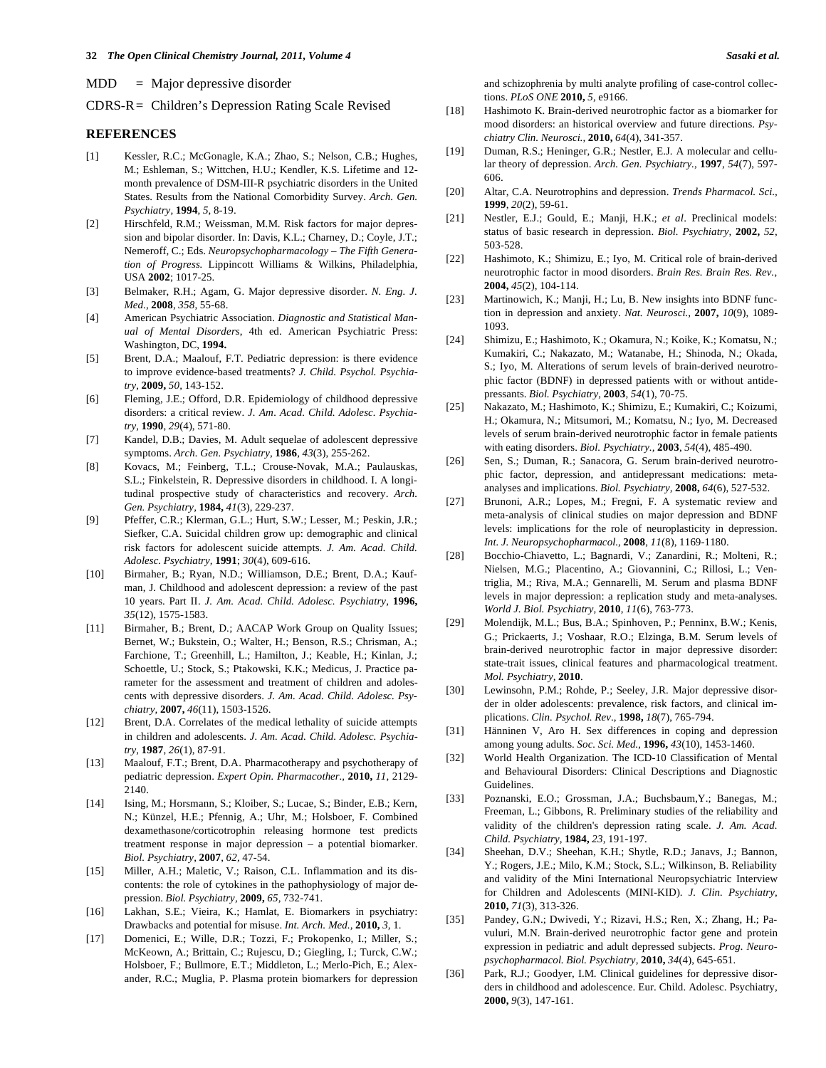MDD = Major depressive disorder

CDRS-R = Children's Depression Rating Scale Revised

## REFERENCES

[1] Kessler, R.C.; McGonagle, K.A.; Zhao, S.; Nelson, C.B.; Hughes, M.; Eshleman, S.; Wittchen, H.U.; Kendler, K.S. Lifetime and 12-month prevalence of DSM-III-R psychiatric disorders in the United States. Results from the National Comorbidity Survey. *Arch. Gen. Psychiatry*, **1994**, *5*, 8-19.

[2] Hirschfeld, R.M.; Weissman, M.M. Risk factors for major depression and bipolar disorder. In: Davis, K.L.; Charney, D.; Coyle, J.T.; Nemeroff, C.; Eds. *Neuropsychopharmacology – The Fifth Generation of Progress*. Lippincott Williams & Wilkins, Philadelphia, USA **2002**; 1017-25.

[3] Belmaker, R.H.; Agam, G. Major depressive disorder. *N. Eng. J. Med.*, **2008**, *358*, 55-68.

[4] American Psychiatric Association. *Diagnostic and Statistical Manual of Mental Disorders*, 4th ed. American Psychiatric Press: Washington, DC, **1994.**

[5] Brent, D.A.; Maalouf, F.T. Pediatric depression: is there evidence to improve evidence-based treatments? *J. Child. Psychol. Psychiatry*, **2009,** *50*, 143-152.

[6] Fleming, J.E.; Offord, D.R. Epidemiology of childhood depressive disorders: a critical review. *J. Am. Acad. Child. Adolesc. Psychiatry*, **1990**, *29*(4), 571-80.

[7] Kandel, D.B.; Davies, M. Adult sequelae of adolescent depressive symptoms. *Arch. Gen. Psychiatry*, **1986**, *43*(3), 255-262.

[8] Kovacs, M.; Feinberg, T.L.; Crouse-Novak, M.A.; Paulauskas, S.L.; Finkelstein, R. Depressive disorders in childhood. I. A longitudinal prospective study of characteristics and recovery. *Arch. Gen. Psychiatry*, **1984,** *41*(3), 229-237.

[9] Pfeffer, C.R.; Klerman, G.L.; Hurt, S.W.; Lesser, M.; Peskin, J.R.; Siefker, C.A. Suicidal children grow up: demographic and clinical risk factors for adolescent suicide attempts. *J. Am. Acad. Child. Adolesc. Psychiatry*, **1991**; *30*(4), 609-616.

[10] Birmaher, B.; Ryan, N.D.; Williamson, D.E.; Brent, D.A.; Kaufman, J. Childhood and adolescent depression: a review of the past 10 years. Part II. *J. Am. Acad. Child. Adolesc. Psychiatry*, **1996,** *35*(12), 1575-1583.

[11] Birmaher, B.; Brent, D.; AACAP Work Group on Quality Issues; Bernet, W.; Bukstein, O.; Walter, H.; Benson, R.S.; Chrisman, A.; Farchione, T.; Greenhill, L.; Hamilton, J.; Keable, H.; Kinlan, J.; Schoettle, U.; Stock, S.; Ptakowski, K.K.; Medicus, J. Practice parameter for the assessment and treatment of children and adolescents with depressive disorders. *J. Am. Acad. Child. Adolesc. Psychiatry*, **2007,** *46*(11), 1503-1526.

[12] Brent, D.A. Correlates of the medical lethality of suicide attempts in children and adolescents. *J. Am. Acad. Child. Adolesc. Psychiatry*, **1987**, *26*(1), 87-91.

[13] Maalouf, F.T.; Brent, D.A. Pharmacotherapy and psychotherapy of pediatric depression. *Expert Opin. Pharmacother.*, **2010,** *11*, 2129-2140.

[14] Ising, M.; Horsmann, S.; Kloiber, S.; Lucae, S.; Binder, E.B.; Kern, N.; Künzel, H.E.; Pfennig, A.; Uhr, M.; Holsboer, F. Combined dexamethasone/corticotrophin releasing hormone test predicts treatment response in major depression – a potential biomarker. *Biol. Psychiatry*, **2007**, *62*, 47-54.

[15] Miller, A.H.; Maletic, V.; Raison, C.L. Inflammation and its discontents: the role of cytokines in the pathophysiology of major depression. *Biol. Psychiatry*, **2009,** *65*, 732-741.

[16] Lakhan, S.E.; Vieira, K.; Hamlat, E. Biomarkers in psychiatry: Drawbacks and potential for misuse. *Int. Arch. Med.*, **2010,** *3*, 1.

[17] Domenici, E.; Wille, D.R.; Tozzi, F.; Prokopenko, I.; Miller, S.; McKeown, A.; Brittain, C.; Rujescu, D.; Giegling, I.; Turck, C.W.; Holsboer, F.; Bullmore, E.T.; Middleton, L.; Merlo-Pich, E.; Alexander, R.C.; Muglia, P. Plasma protein biomarkers for depression and schizophrenia by multi analyte profiling of case-control collections. *PLoS ONE* **2010,** *5*, e9166.

[18] Hashimoto K. Brain-derived neurotrophic factor as a biomarker for mood disorders: an historical overview and future directions. *Psychiatry Clin. Neurosci.*, **2010,** *64*(4), 341-357.

[19] Duman, R.S.; Heninger, G.R.; Nestler, E.J. A molecular and cellular theory of depression. *Arch. Gen. Psychiatry.*, **1997**, *54*(7), 597-606.

[20] Altar, C.A. Neurotrophins and depression. *Trends Pharmacol. Sci.*, **1999**, *20*(2), 59-61.

[21] Nestler, E.J.; Gould, E.; Manji, H.K.; *et al*. Preclinical models: status of basic research in depression. *Biol. Psychiatry*, **2002,** *52*, 503-528.

[22] Hashimoto, K.; Shimizu, E.; Iyo, M. Critical role of brain-derived neurotrophic factor in mood disorders. *Brain Res. Brain Res. Rev.*, **2004,** *45*(2), 104-114.

[23] Martinowich, K.; Manji, H.; Lu, B. New insights into BDNF function in depression and anxiety. *Nat. Neurosci.*, **2007,** *10*(9), 1089-1093.

[24] Shimizu, E.; Hashimoto, K.; Okamura, N.; Koike, K.; Komatsu, N.; Kumakiri, C.; Nakazato, M.; Watanabe, H.; Shinoda, N.; Okada, S.; Iyo, M. Alterations of serum levels of brain-derived neurotrophic factor (BDNF) in depressed patients with or without antidepressants. *Biol. Psychiatry*, **2003**, *54*(1), 70-75.

[25] Nakazato, M.; Hashimoto, K.; Shimizu, E.; Kumakiri, C.; Koizumi, H.; Okamura, N.; Mitsumori, M.; Komatsu, N.; Iyo, M. Decreased levels of serum brain-derived neurotrophic factor in female patients with eating disorders. *Biol. Psychiatry.*, **2003**, *54*(4), 485-490.

[26] Sen, S.; Duman, R.; Sanacora, G. Serum brain-derived neurotrophic factor, depression, and antidepressant medications: meta-analyses and implications. *Biol. Psychiatry*, **2008,** *64*(6), 527-532.

[27] Brunoni, A.R.; Lopes, M.; Fregni, F. A systematic review and meta-analysis of clinical studies on major depression and BDNF levels: implications for the role of neuroplasticity in depression. *Int. J. Neuropsychopharmacol.*, **2008**, *11*(8), 1169-1180.

[28] Bocchio-Chiavetto, L.; Bagnardi, V.; Zanardini, R.; Molteni, R.; Nielsen, M.G.; Placentino, A.; Giovannini, C.; Rillosi, L.; Ventriglia, M.; Riva, M.A.; Gennarelli, M. Serum and plasma BDNF levels in major depression: a replication study and meta-analyses. *World J. Biol. Psychiatry*, **2010**, *11*(6), 763-773.

[29] Molendijk, M.L.; Bus, B.A.; Spinhoven, P.; Penninx, B.W.; Kenis, G.; Prickaerts, J.; Voshaar, R.O.; Elzinga, B.M. Serum levels of brain-derived neurotrophic factor in major depressive disorder: state-trait issues, clinical features and pharmacological treatment. *Mol. Psychiatry*, **2010**.

[30] Lewinsohn, P.M.; Rohde, P.; Seeley, J.R. Major depressive disorder in older adolescents: prevalence, risk factors, and clinical implications. *Clin. Psychol. Rev.*, **1998,** *18*(7), 765-794.

[31] Hänninen V, Aro H. Sex differences in coping and depression among young adults. *Soc. Sci. Med.*, **1996,** *43*(10), 1453-1460.

[32] World Health Organization. The ICD-10 Classification of Mental and Behavioural Disorders: Clinical Descriptions and Diagnostic Guidelines.

[33] Poznanski, E.O.; Grossman, J.A.; Buchsbaum,Y.; Banegas, M.; Freeman, L.; Gibbons, R. Preliminary studies of the reliability and validity of the children's depression rating scale. *J. Am. Acad. Child. Psychiatry*, **1984,** *23*, 191-197.

[34] Sheehan, D.V.; Sheehan, K.H.; Shytle, R.D.; Janavs, J.; Bannon, Y.; Rogers, J.E.; Milo, K.M.; Stock, S.L.; Wilkinson, B. Reliability and validity of the Mini International Neuropsychiatric Interview for Children and Adolescents (MINI-KID). *J. Clin. Psychiatry*, **2010,** *71*(3), 313-326.

[35] Pandey, G.N.; Dwivedi, Y.; Rizavi, H.S.; Ren, X.; Zhang, H.; Pavuluri, M.N. Brain-derived neurotrophic factor gene and protein expression in pediatric and adult depressed subjects. *Prog. Neuropsychopharmacol. Biol. Psychiatry*, **2010,** *34*(4), 645-651.

[36] Park, R.J.; Goodyer, I.M. Clinical guidelines for depressive disorders in childhood and adolescence. Eur. Child. Adolesc. Psychiatry, **2000,** *9*(3), 147-161.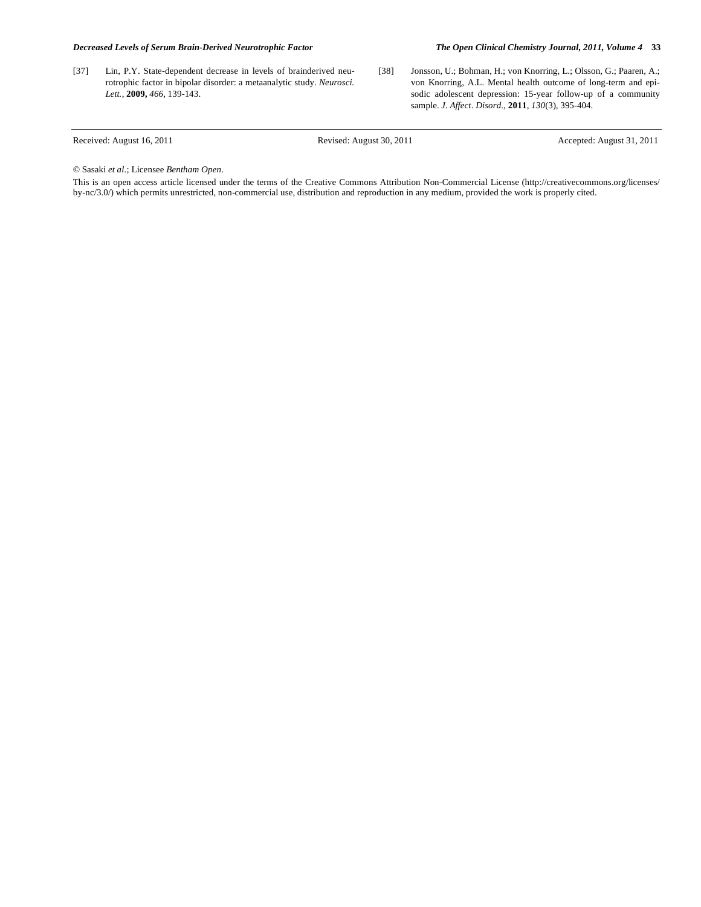[37] Lin, P.Y. State-dependent decrease in levels of brainderived neurotrophic factor in bipolar disorder: a metaanalytic study. *Neurosci. Lett.*, **2009,** *466*, 139-143.

[38] Jonsson, U.; Bohman, H.; von Knorring, L.; Olsson, G.; Paaren, A.; von Knorring, A.L. Mental health outcome of long-term and episodic adolescent depression: 15-year follow-up of a community sample. *J. Affect. Disord.,* **2011**, *130*(3), 395-404.

---

Received: August 16, 2011 Revised: August 30, 2011 Accepted: August 31, 2011

© Sasaki *et al.*; Licensee *Bentham Open*.

This is an open access article licensed under the terms of the Creative Commons Attribution Non-Commercial License (http://creativecommons.org/licenses/by-nc/3.0/) which permits unrestricted, non-commercial use, distribution and reproduction in any medium, provided the work is properly cited.